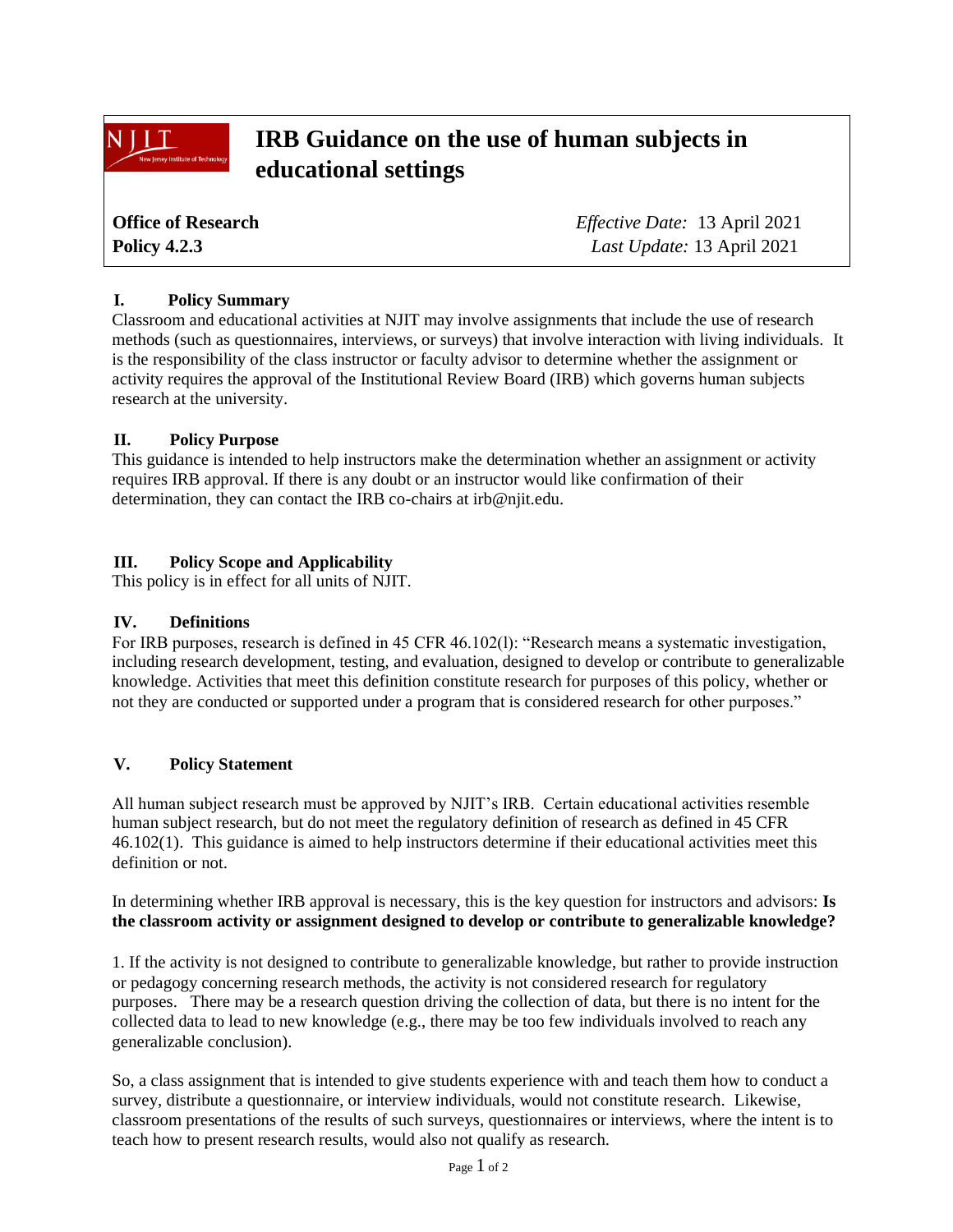# IRB Guidance on the use of human subjects in educational settings

**Office of Research**
**Policy 4.2.3**

*Effective Date:* 13 April 2021
*Last Update:* 13 April 2021

## I. Policy Summary

Classroom and educational activities at NJIT may involve assignments that include the use of research methods (such as questionnaires, interviews, or surveys) that involve interaction with living individuals. It is the responsibility of the class instructor or faculty advisor to determine whether the assignment or activity requires the approval of the Institutional Review Board (IRB) which governs human subjects research at the university.

## II. Policy Purpose

This guidance is intended to help instructors make the determination whether an assignment or activity requires IRB approval. If there is any doubt or an instructor would like confirmation of their determination, they can contact the IRB co-chairs at irb@njit.edu.

## III. Policy Scope and Applicability

This policy is in effect for all units of NJIT.

## IV. Definitions

For IRB purposes, research is defined in 45 CFR 46.102(l): "Research means a systematic investigation, including research development, testing, and evaluation, designed to develop or contribute to generalizable knowledge. Activities that meet this definition constitute research for purposes of this policy, whether or not they are conducted or supported under a program that is considered research for other purposes."

## V. Policy Statement

All human subject research must be approved by NJIT's IRB. Certain educational activities resemble human subject research, but do not meet the regulatory definition of research as defined in 45 CFR 46.102(1). This guidance is aimed to help instructors determine if their educational activities meet this definition or not.

In determining whether IRB approval is necessary, this is the key question for instructors and advisors: **Is the classroom activity or assignment designed to develop or contribute to generalizable knowledge?**

1. If the activity is not designed to contribute to generalizable knowledge, but rather to provide instruction or pedagogy concerning research methods, the activity is not considered research for regulatory purposes. There may be a research question driving the collection of data, but there is no intent for the collected data to lead to new knowledge (e.g., there may be too few individuals involved to reach any generalizable conclusion).

So, a class assignment that is intended to give students experience with and teach them how to conduct a survey, distribute a questionnaire, or interview individuals, would not constitute research. Likewise, classroom presentations of the results of such surveys, questionnaires or interviews, where the intent is to teach how to present research results, would also not qualify as research.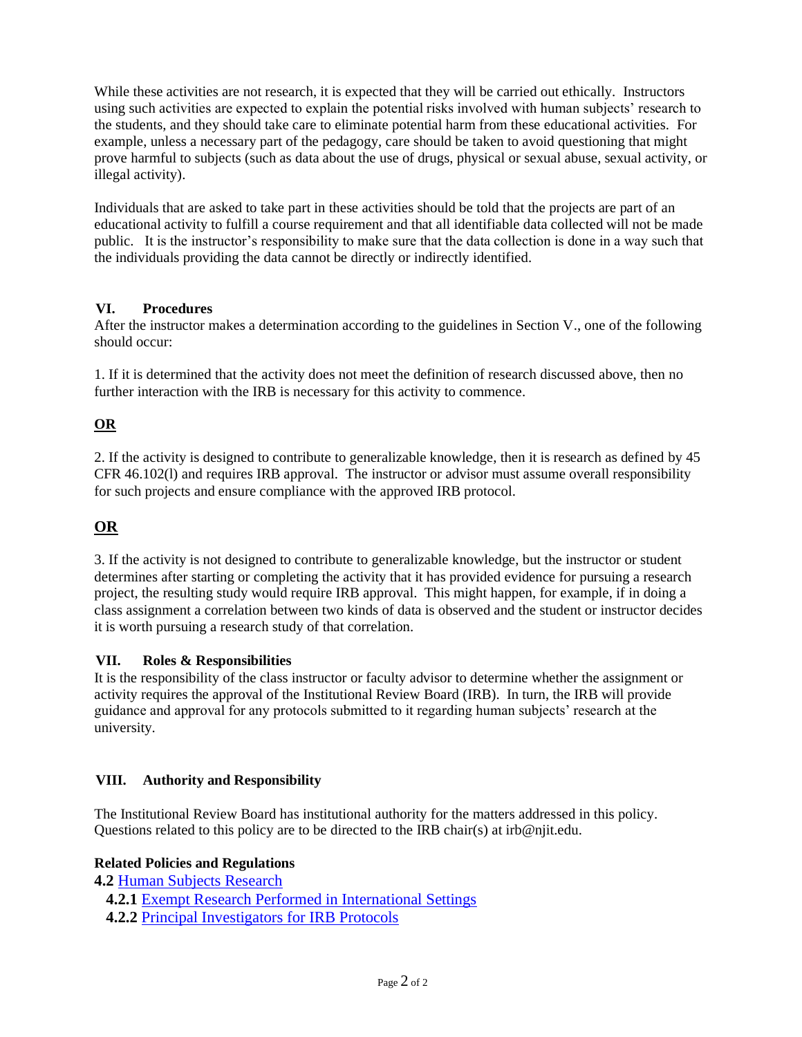While these activities are not research, it is expected that they will be carried out ethically. Instructors using such activities are expected to explain the potential risks involved with human subjects' research to the students, and they should take care to eliminate potential harm from these educational activities. For example, unless a necessary part of the pedagogy, care should be taken to avoid questioning that might prove harmful to subjects (such as data about the use of drugs, physical or sexual abuse, sexual activity, or illegal activity).

Individuals that are asked to take part in these activities should be told that the projects are part of an educational activity to fulfill a course requirement and that all identifiable data collected will not be made public. It is the instructor's responsibility to make sure that the data collection is done in a way such that the individuals providing the data cannot be directly or indirectly identified.

## VI. Procedures

After the instructor makes a determination according to the guidelines in Section V., one of the following should occur:

1. If it is determined that the activity does not meet the definition of research discussed above, then no further interaction with the IRB is necessary for this activity to commence.

**OR**

2. If the activity is designed to contribute to generalizable knowledge, then it is research as defined by 45 CFR 46.102(l) and requires IRB approval. The instructor or advisor must assume overall responsibility for such projects and ensure compliance with the approved IRB protocol.

**OR**

3. If the activity is not designed to contribute to generalizable knowledge, but the instructor or student determines after starting or completing the activity that it has provided evidence for pursuing a research project, the resulting study would require IRB approval. This might happen, for example, if in doing a class assignment a correlation between two kinds of data is observed and the student or instructor decides it is worth pursuing a research study of that correlation.

## VII. Roles & Responsibilities

It is the responsibility of the class instructor or faculty advisor to determine whether the assignment or activity requires the approval of the Institutional Review Board (IRB). In turn, the IRB will provide guidance and approval for any protocols submitted to it regarding human subjects' research at the university.

## VIII. Authority and Responsibility

The Institutional Review Board has institutional authority for the matters addressed in this policy. Questions related to this policy are to be directed to the IRB chair(s) at irb@njit.edu.

**Related Policies and Regulations**

**4.2** Human Subjects Research
- **4.2.1** Exempt Research Performed in International Settings
- **4.2.2** Principal Investigators for IRB Protocols